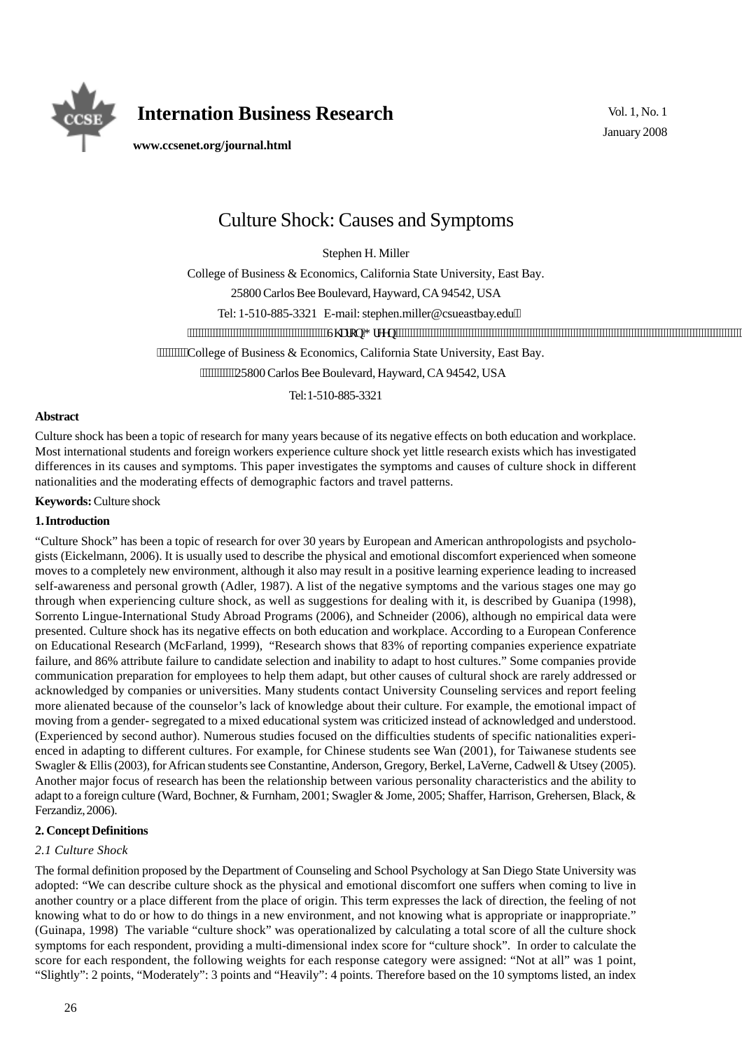# Culture Shock: Causes and Symptoms

Stephen H. Miller

College of Business & Economics, California State University, East Bay.

25800 Carlos Bee Boulevard, Hayward, CA 94542, USA

Tel: 1-510-885-3321 E-mail: stephen.miller@csueastbay.edu

Sharon Green

College of Business & Economics, California State University, East Bay.

25800 Carlos Bee Boulevard, Hayward, CA 94542, USA

Tel:1-510-885-3321

**Abstract**

Culture shock has been a topic of research for many years because of its negative effects on both education and workplace. Most international students and foreign workers experience culture shock yet little research exists which has investigated differences in its causes and symptoms. This paper investigates the symptoms and causes of culture shock in different nationalities and the moderating effects of demographic factors and travel patterns.

**Keywords:** Culture shock

## 1. Introduction

"Culture Shock" has been a topic of research for over 30 years by European and American anthropologists and psychologists (Eickelmann, 2006). It is usually used to describe the physical and emotional discomfort experienced when someone moves to a completely new environment, although it also may result in a positive learning experience leading to increased self-awareness and personal growth (Adler, 1987). A list of the negative symptoms and the various stages one may go through when experiencing culture shock, as well as suggestions for dealing with it, is described by Guanipa (1998), Sorrento Lingue-International Study Abroad Programs (2006), and Schneider (2006), although no empirical data were presented. Culture shock has its negative effects on both education and workplace. According to a European Conference on Educational Research (McFarland, 1999), "Research shows that 83% of reporting companies experience expatriate failure, and 86% attribute failure to candidate selection and inability to adapt to host cultures." Some companies provide communication preparation for employees to help them adapt, but other causes of cultural shock are rarely addressed or acknowledged by companies or universities. Many students contact University Counseling services and report feeling more alienated because of the counselor's lack of knowledge about their culture. For example, the emotional impact of moving from a gender- segregated to a mixed educational system was criticized instead of acknowledged and understood. (Experienced by second author). Numerous studies focused on the difficulties students of specific nationalities experienced in adapting to different cultures. For example, for Chinese students see Wan (2001), for Taiwanese students see Swagler & Ellis (2003), for African students see Constantine, Anderson, Gregory, Berkel, LaVerne, Cadwell & Utsey (2005). Another major focus of research has been the relationship between various personality characteristics and the ability to adapt to a foreign culture (Ward, Bochner, & Furnham, 2001; Swagler & Jome, 2005; Shaffer, Harrison, Grehersen, Black, & Ferzandiz, 2006).

## 2. Concept Definitions

### *2.1 Culture Shock*

The formal definition proposed by the Department of Counseling and School Psychology at San Diego State University was adopted: "We can describe culture shock as the physical and emotional discomfort one suffers when coming to live in another country or a place different from the place of origin. This term expresses the lack of direction, the feeling of not knowing what to do or how to do things in a new environment, and not knowing what is appropriate or inappropriate." (Guinapa, 1998) The variable "culture shock" was operationalized by calculating a total score of all the culture shock symptoms for each respondent, providing a multi-dimensional index score for "culture shock". In order to calculate the score for each respondent, the following weights for each response category were assigned: "Not at all" was 1 point, "Slightly": 2 points, "Moderately": 3 points and "Heavily": 4 points. Therefore based on the 10 symptoms listed, an index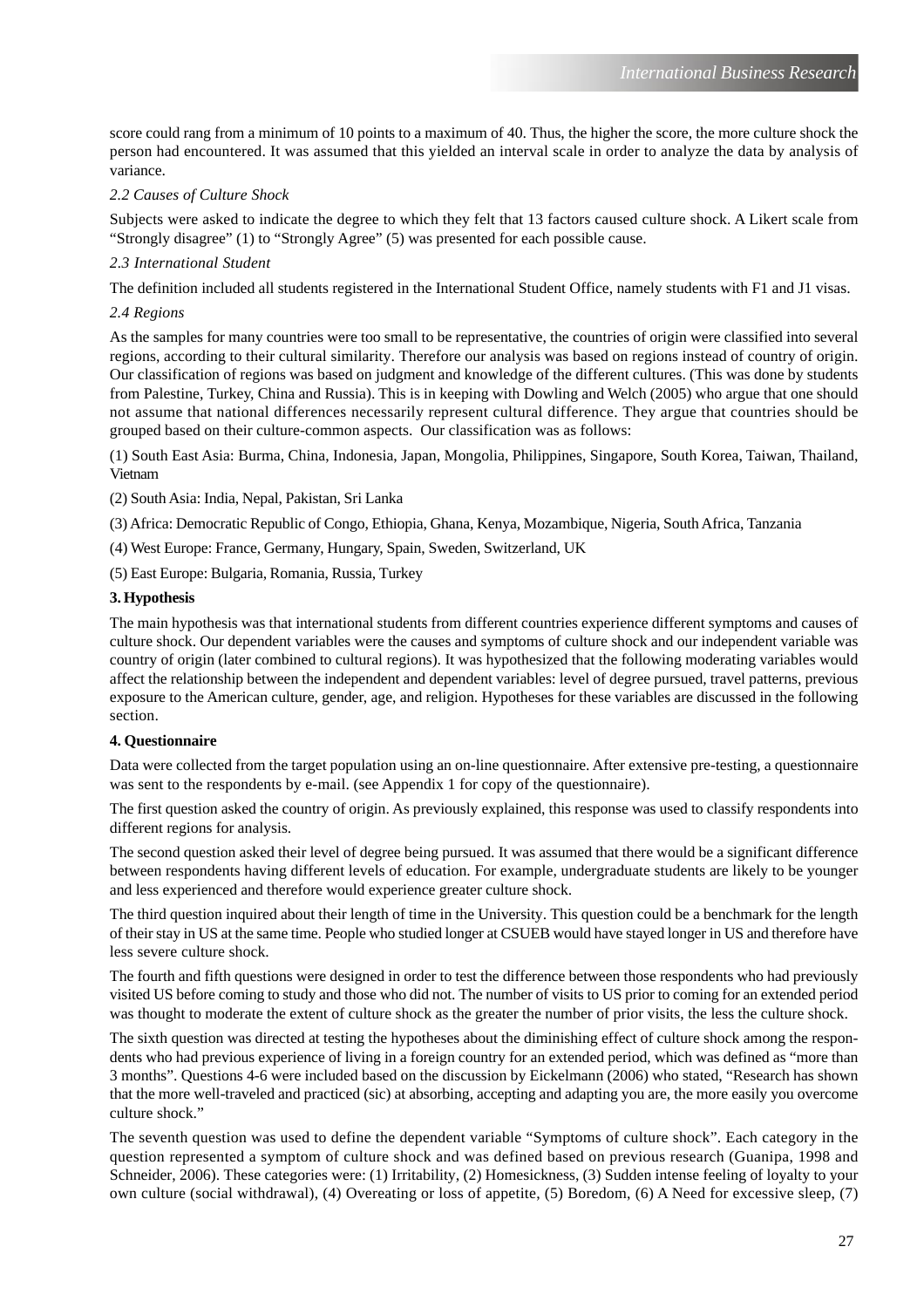score could rang from a minimum of 10 points to a maximum of 40. Thus, the higher the score, the more culture shock the person had encountered. It was assumed that this yielded an interval scale in order to analyze the data by analysis of variance.

*2.2 Causes of Culture Shock*

Subjects were asked to indicate the degree to which they felt that 13 factors caused culture shock. A Likert scale from "Strongly disagree" (1) to "Strongly Agree" (5) was presented for each possible cause.

*2.3 International Student*

The definition included all students registered in the International Student Office, namely students with F1 and J1 visas.

*2.4 Regions*

As the samples for many countries were too small to be representative, the countries of origin were classified into several regions, according to their cultural similarity. Therefore our analysis was based on regions instead of country of origin. Our classification of regions was based on judgment and knowledge of the different cultures. (This was done by students from Palestine, Turkey, China and Russia). This is in keeping with Dowling and Welch (2005) who argue that one should not assume that national differences necessarily represent cultural difference. They argue that countries should be grouped based on their culture-common aspects. Our classification was as follows:

(1) South East Asia: Burma, China, Indonesia, Japan, Mongolia, Philippines, Singapore, South Korea, Taiwan, Thailand, Vietnam

(2) South Asia: India, Nepal, Pakistan, Sri Lanka

(3) Africa: Democratic Republic of Congo, Ethiopia, Ghana, Kenya, Mozambique, Nigeria, South Africa, Tanzania

(4) West Europe: France, Germany, Hungary, Spain, Sweden, Switzerland, UK

(5) East Europe: Bulgaria, Romania, Russia, Turkey

**3. Hypothesis**

The main hypothesis was that international students from different countries experience different symptoms and causes of culture shock. Our dependent variables were the causes and symptoms of culture shock and our independent variable was country of origin (later combined to cultural regions). It was hypothesized that the following moderating variables would affect the relationship between the independent and dependent variables: level of degree pursued, travel patterns, previous exposure to the American culture, gender, age, and religion. Hypotheses for these variables are discussed in the following section.

**4. Questionnaire**

Data were collected from the target population using an on-line questionnaire. After extensive pre-testing, a questionnaire was sent to the respondents by e-mail. (see Appendix 1 for copy of the questionnaire).

The first question asked the country of origin. As previously explained, this response was used to classify respondents into different regions for analysis.

The second question asked their level of degree being pursued. It was assumed that there would be a significant difference between respondents having different levels of education. For example, undergraduate students are likely to be younger and less experienced and therefore would experience greater culture shock.

The third question inquired about their length of time in the University. This question could be a benchmark for the length of their stay in US at the same time. People who studied longer at CSUEB would have stayed longer in US and therefore have less severe culture shock.

The fourth and fifth questions were designed in order to test the difference between those respondents who had previously visited US before coming to study and those who did not. The number of visits to US prior to coming for an extended period was thought to moderate the extent of culture shock as the greater the number of prior visits, the less the culture shock.

The sixth question was directed at testing the hypotheses about the diminishing effect of culture shock among the respondents who had previous experience of living in a foreign country for an extended period, which was defined as "more than 3 months". Questions 4-6 were included based on the discussion by Eickelmann (2006) who stated, "Research has shown that the more well-traveled and practiced (sic) at absorbing, accepting and adapting you are, the more easily you overcome culture shock."

The seventh question was used to define the dependent variable "Symptoms of culture shock". Each category in the question represented a symptom of culture shock and was defined based on previous research (Guanipa, 1998 and Schneider, 2006). These categories were: (1) Irritability, (2) Homesickness, (3) Sudden intense feeling of loyalty to your own culture (social withdrawal), (4) Overeating or loss of appetite, (5) Boredom, (6) A Need for excessive sleep, (7)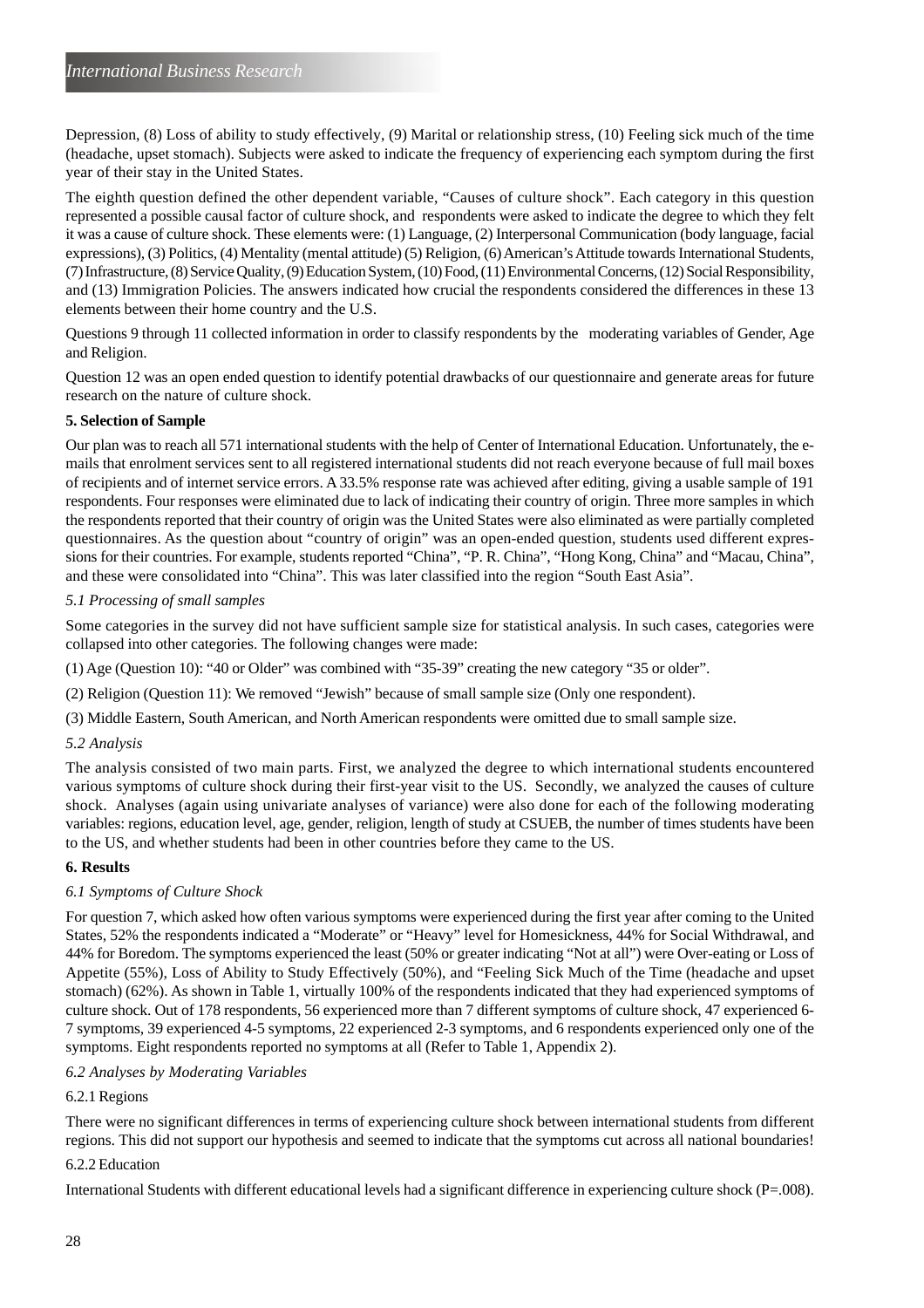Depression, (8) Loss of ability to study effectively, (9) Marital or relationship stress, (10) Feeling sick much of the time (headache, upset stomach). Subjects were asked to indicate the frequency of experiencing each symptom during the first year of their stay in the United States.

The eighth question defined the other dependent variable, "Causes of culture shock". Each category in this question represented a possible causal factor of culture shock, and respondents were asked to indicate the degree to which they felt it was a cause of culture shock. These elements were: (1) Language, (2) Interpersonal Communication (body language, facial expressions), (3) Politics, (4) Mentality (mental attitude) (5) Religion, (6) American's Attitude towards International Students, (7) Infrastructure, (8) Service Quality, (9) Education System, (10) Food, (11) Environmental Concerns, (12) Social Responsibility, and (13) Immigration Policies. The answers indicated how crucial the respondents considered the differences in these 13 elements between their home country and the U.S.

Questions 9 through 11 collected information in order to classify respondents by the moderating variables of Gender, Age and Religion.

Question 12 was an open ended question to identify potential drawbacks of our questionnaire and generate areas for future research on the nature of culture shock.

**5. Selection of Sample**

Our plan was to reach all 571 international students with the help of Center of International Education. Unfortunately, the e-mails that enrolment services sent to all registered international students did not reach everyone because of full mail boxes of recipients and of internet service errors. A 33.5% response rate was achieved after editing, giving a usable sample of 191 respondents. Four responses were eliminated due to lack of indicating their country of origin. Three more samples in which the respondents reported that their country of origin was the United States were also eliminated as were partially completed questionnaires. As the question about "country of origin" was an open-ended question, students used different expressions for their countries. For example, students reported "China", "P. R. China", "Hong Kong, China" and "Macau, China", and these were consolidated into "China". This was later classified into the region "South East Asia".

*5.1 Processing of small samples*

Some categories in the survey did not have sufficient sample size for statistical analysis. In such cases, categories were collapsed into other categories. The following changes were made:

(1) Age (Question 10): "40 or Older" was combined with "35-39" creating the new category "35 or older".

(2) Religion (Question 11): We removed "Jewish" because of small sample size (Only one respondent).

(3) Middle Eastern, South American, and North American respondents were omitted due to small sample size.

*5.2 Analysis*

The analysis consisted of two main parts. First, we analyzed the degree to which international students encountered various symptoms of culture shock during their first-year visit to the US. Secondly, we analyzed the causes of culture shock. Analyses (again using univariate analyses of variance) were also done for each of the following moderating variables: regions, education level, age, gender, religion, length of study at CSUEB, the number of times students have been to the US, and whether students had been in other countries before they came to the US.

**6. Results**

*6.1 Symptoms of Culture Shock*

For question 7, which asked how often various symptoms were experienced during the first year after coming to the United States, 52% the respondents indicated a "Moderate" or "Heavy" level for Homesickness, 44% for Social Withdrawal, and 44% for Boredom. The symptoms experienced the least (50% or greater indicating "Not at all") were Over-eating or Loss of Appetite (55%), Loss of Ability to Study Effectively (50%), and "Feeling Sick Much of the Time (headache and upset stomach) (62%). As shown in Table 1, virtually 100% of the respondents indicated that they had experienced symptoms of culture shock. Out of 178 respondents, 56 experienced more than 7 different symptoms of culture shock, 47 experienced 6-7 symptoms, 39 experienced 4-5 symptoms, 22 experienced 2-3 symptoms, and 6 respondents experienced only one of the symptoms. Eight respondents reported no symptoms at all (Refer to Table 1, Appendix 2).

*6.2 Analyses by Moderating Variables*

6.2.1 Regions

There were no significant differences in terms of experiencing culture shock between international students from different regions. This did not support our hypothesis and seemed to indicate that the symptoms cut across all national boundaries!

6.2.2 Education

International Students with different educational levels had a significant difference in experiencing culture shock ($P=.008$).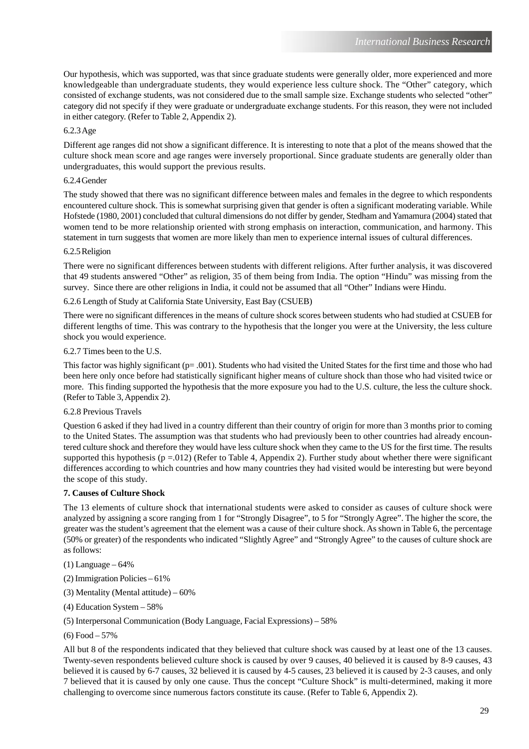Our hypothesis, which was supported, was that since graduate students were generally older, more experienced and more knowledgeable than undergraduate students, they would experience less culture shock. The "Other" category, which consisted of exchange students, was not considered due to the small sample size. Exchange students who selected "other" category did not specify if they were graduate or undergraduate exchange students. For this reason, they were not included in either category. (Refer to Table 2, Appendix 2).

#### 6.2.3 Age

Different age ranges did not show a significant difference. It is interesting to note that a plot of the means showed that the culture shock mean score and age ranges were inversely proportional. Since graduate students are generally older than undergraduates, this would support the previous results.

#### 6.2.4 Gender

The study showed that there was no significant difference between males and females in the degree to which respondents encountered culture shock. This is somewhat surprising given that gender is often a significant moderating variable. While Hofstede (1980, 2001) concluded that cultural dimensions do not differ by gender, Stedham and Yamamura (2004) stated that women tend to be more relationship oriented with strong emphasis on interaction, communication, and harmony. This statement in turn suggests that women are more likely than men to experience internal issues of cultural differences.

#### 6.2.5 Religion

There were no significant differences between students with different religions. After further analysis, it was discovered that 49 students answered "Other" as religion, 35 of them being from India. The option "Hindu" was missing from the survey. Since there are other religions in India, it could not be assumed that all "Other" Indians were Hindu.

#### 6.2.6 Length of Study at California State University, East Bay (CSUEB)

There were no significant differences in the means of culture shock scores between students who had studied at CSUEB for different lengths of time. This was contrary to the hypothesis that the longer you were at the University, the less culture shock you would experience.

#### 6.2.7 Times been to the U.S.

This factor was highly significant ($p = .001$). Students who had visited the United States for the first time and those who had been here only once before had statistically significant higher means of culture shock than those who had visited twice or more. This finding supported the hypothesis that the more exposure you had to the U.S. culture, the less the culture shock. (Refer to Table 3, Appendix 2).

#### 6.2.8 Previous Travels

Question 6 asked if they had lived in a country different than their country of origin for more than 3 months prior to coming to the United States. The assumption was that students who had previously been to other countries had already encountered culture shock and therefore they would have less culture shock when they came to the US for the first time. The results supported this hypothesis ($p = .012$) (Refer to Table 4, Appendix 2). Further study about whether there were significant differences according to which countries and how many countries they had visited would be interesting but were beyond the scope of this study.

## 7. Causes of Culture Shock

The 13 elements of culture shock that international students were asked to consider as causes of culture shock were analyzed by assigning a score ranging from 1 for "Strongly Disagree", to 5 for "Strongly Agree". The higher the score, the greater was the student's agreement that the element was a cause of their culture shock. As shown in Table 6, the percentage (50% or greater) of the respondents who indicated "Slightly Agree" and "Strongly Agree" to the causes of culture shock are as follows:

(1) Language – 64%

(2) Immigration Policies – 61%

(3) Mentality (Mental attitude) – 60%

(4) Education System – 58%

(5) Interpersonal Communication (Body Language, Facial Expressions) – 58%

(6) Food – 57%

All but 8 of the respondents indicated that they believed that culture shock was caused by at least one of the 13 causes. Twenty-seven respondents believed culture shock is caused by over 9 causes, 40 believed it is caused by 8-9 causes, 43 believed it is caused by 6-7 causes, 32 believed it is caused by 4-5 causes, 23 believed it is caused by 2-3 causes, and only 7 believed that it is caused by only one cause. Thus the concept "Culture Shock" is multi-determined, making it more challenging to overcome since numerous factors constitute its cause. (Refer to Table 6, Appendix 2).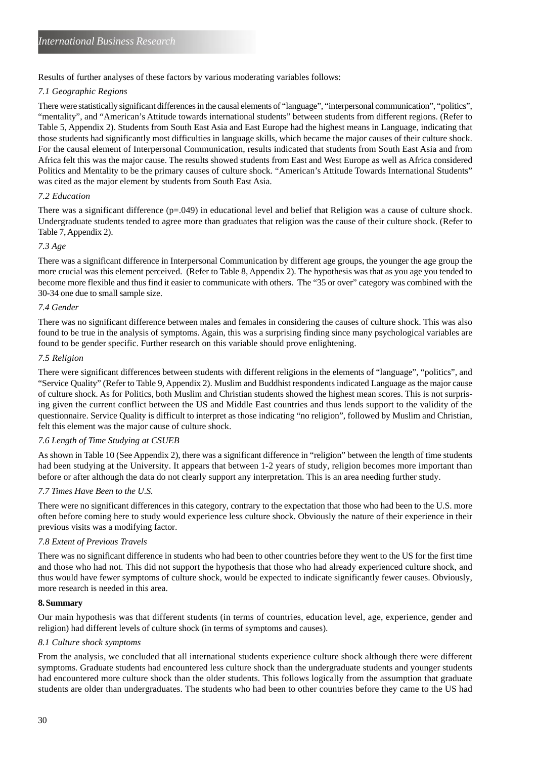Results of further analyses of these factors by various moderating variables follows:

### *7.1 Geographic Regions*

There were statistically significant differences in the causal elements of "language", "interpersonal communication", "politics", "mentality", and "American's Attitude towards international students" between students from different regions. (Refer to Table 5, Appendix 2). Students from South East Asia and East Europe had the highest means in Language, indicating that those students had significantly most difficulties in language skills, which became the major causes of their culture shock. For the causal element of Interpersonal Communication, results indicated that students from South East Asia and from Africa felt this was the major cause. The results showed students from East and West Europe as well as Africa considered Politics and Mentality to be the primary causes of culture shock. "American's Attitude Towards International Students" was cited as the major element by students from South East Asia.

### *7.2 Education*

There was a significant difference ($p=.049$) in educational level and belief that Religion was a cause of culture shock. Undergraduate students tended to agree more than graduates that religion was the cause of their culture shock. (Refer to Table 7, Appendix 2).

### *7.3 Age*

There was a significant difference in Interpersonal Communication by different age groups, the younger the age group the more crucial was this element perceived. (Refer to Table 8, Appendix 2). The hypothesis was that as you age you tended to become more flexible and thus find it easier to communicate with others. The "35 or over" category was combined with the 30-34 one due to small sample size.

### *7.4 Gender*

There was no significant difference between males and females in considering the causes of culture shock. This was also found to be true in the analysis of symptoms. Again, this was a surprising finding since many psychological variables are found to be gender specific. Further research on this variable should prove enlightening.

### *7.5 Religion*

There were significant differences between students with different religions in the elements of "language", "politics", and "Service Quality" (Refer to Table 9, Appendix 2). Muslim and Buddhist respondents indicated Language as the major cause of culture shock. As for Politics, both Muslim and Christian students showed the highest mean scores. This is not surprising given the current conflict between the US and Middle East countries and thus lends support to the validity of the questionnaire. Service Quality is difficult to interpret as those indicating "no religion", followed by Muslim and Christian, felt this element was the major cause of culture shock.

### *7.6 Length of Time Studying at CSUEB*

As shown in Table 10 (See Appendix 2), there was a significant difference in "religion" between the length of time students had been studying at the University. It appears that between 1-2 years of study, religion becomes more important than before or after although the data do not clearly support any interpretation. This is an area needing further study.

### *7.7 Times Have Been to the U.S.*

There were no significant differences in this category, contrary to the expectation that those who had been to the U.S. more often before coming here to study would experience less culture shock. Obviously the nature of their experience in their previous visits was a modifying factor.

### *7.8 Extent of Previous Travels*

There was no significant difference in students who had been to other countries before they went to the US for the first time and those who had not. This did not support the hypothesis that those who had already experienced culture shock, and thus would have fewer symptoms of culture shock, would be expected to indicate significantly fewer causes. Obviously, more research is needed in this area.

## **8. Summary**

Our main hypothesis was that different students (in terms of countries, education level, age, experience, gender and religion) had different levels of culture shock (in terms of symptoms and causes).

### *8.1 Culture shock symptoms*

From the analysis, we concluded that all international students experience culture shock although there were different symptoms. Graduate students had encountered less culture shock than the undergraduate students and younger students had encountered more culture shock than the older students. This follows logically from the assumption that graduate students are older than undergraduates. The students who had been to other countries before they came to the US had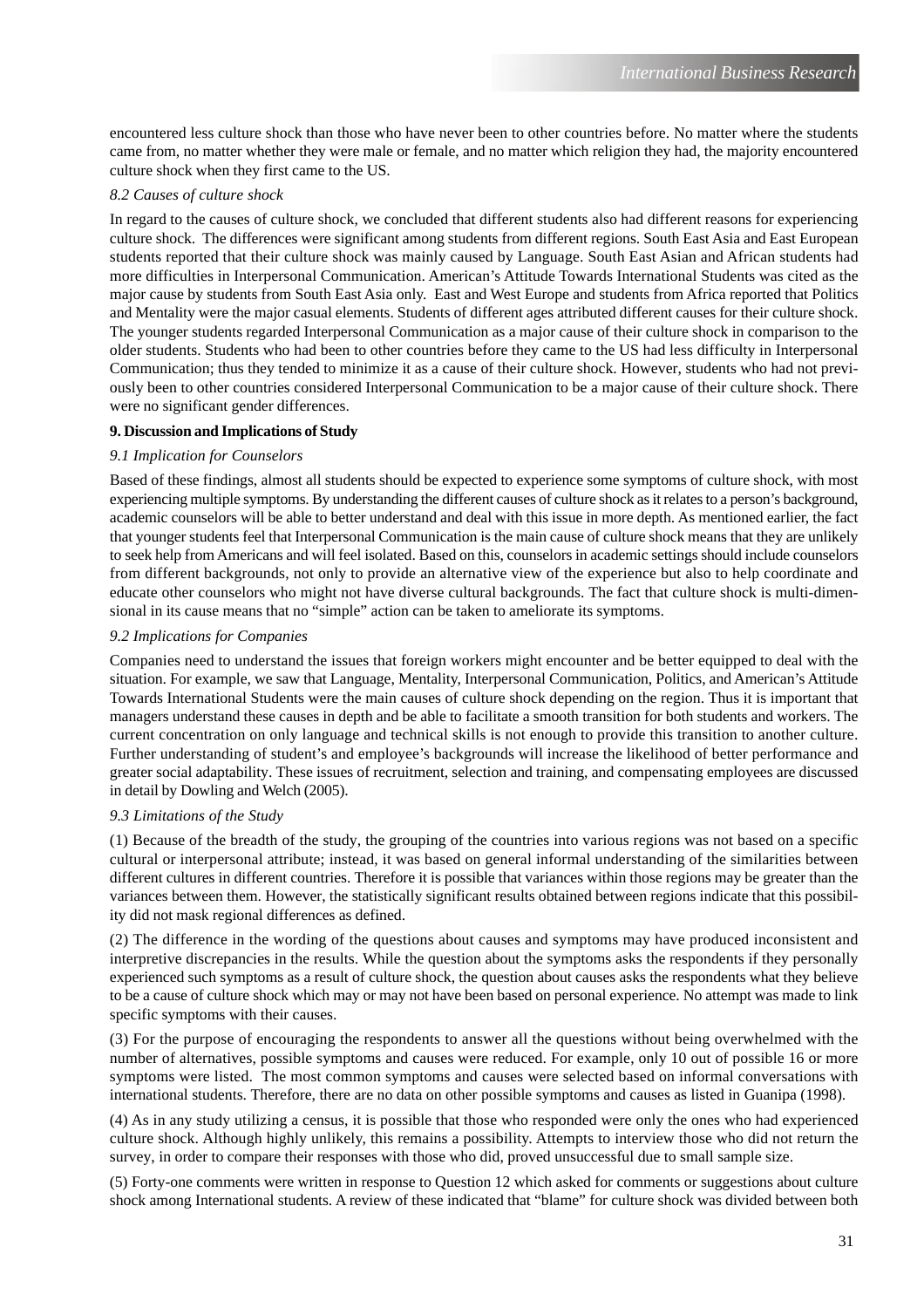encountered less culture shock than those who have never been to other countries before. No matter where the students came from, no matter whether they were male or female, and no matter which religion they had, the majority encountered culture shock when they first came to the US.

*8.2 Causes of culture shock*

In regard to the causes of culture shock, we concluded that different students also had different reasons for experiencing culture shock. The differences were significant among students from different regions. South East Asia and East European students reported that their culture shock was mainly caused by Language. South East Asian and African students had more difficulties in Interpersonal Communication. American's Attitude Towards International Students was cited as the major cause by students from South East Asia only. East and West Europe and students from Africa reported that Politics and Mentality were the major casual elements. Students of different ages attributed different causes for their culture shock. The younger students regarded Interpersonal Communication as a major cause of their culture shock in comparison to the older students. Students who had been to other countries before they came to the US had less difficulty in Interpersonal Communication; thus they tended to minimize it as a cause of their culture shock. However, students who had not previously been to other countries considered Interpersonal Communication to be a major cause of their culture shock. There were no significant gender differences.

## 9. Discussion and Implications of Study

*9.1 Implication for Counselors*

Based of these findings, almost all students should be expected to experience some symptoms of culture shock, with most experiencing multiple symptoms. By understanding the different causes of culture shock as it relates to a person's background, academic counselors will be able to better understand and deal with this issue in more depth. As mentioned earlier, the fact that younger students feel that Interpersonal Communication is the main cause of culture shock means that they are unlikely to seek help from Americans and will feel isolated. Based on this, counselors in academic settings should include counselors from different backgrounds, not only to provide an alternative view of the experience but also to help coordinate and educate other counselors who might not have diverse cultural backgrounds. The fact that culture shock is multi-dimensional in its cause means that no "simple" action can be taken to ameliorate its symptoms.

*9.2 Implications for Companies*

Companies need to understand the issues that foreign workers might encounter and be better equipped to deal with the situation. For example, we saw that Language, Mentality, Interpersonal Communication, Politics, and American's Attitude Towards International Students were the main causes of culture shock depending on the region. Thus it is important that managers understand these causes in depth and be able to facilitate a smooth transition for both students and workers. The current concentration on only language and technical skills is not enough to provide this transition to another culture. Further understanding of student's and employee's backgrounds will increase the likelihood of better performance and greater social adaptability. These issues of recruitment, selection and training, and compensating employees are discussed in detail by Dowling and Welch (2005).

*9.3 Limitations of the Study*

(1) Because of the breadth of the study, the grouping of the countries into various regions was not based on a specific cultural or interpersonal attribute; instead, it was based on general informal understanding of the similarities between different cultures in different countries. Therefore it is possible that variances within those regions may be greater than the variances between them. However, the statistically significant results obtained between regions indicate that this possibility did not mask regional differences as defined.

(2) The difference in the wording of the questions about causes and symptoms may have produced inconsistent and interpretive discrepancies in the results. While the question about the symptoms asks the respondents if they personally experienced such symptoms as a result of culture shock, the question about causes asks the respondents what they believe to be a cause of culture shock which may or may not have been based on personal experience. No attempt was made to link specific symptoms with their causes.

(3) For the purpose of encouraging the respondents to answer all the questions without being overwhelmed with the number of alternatives, possible symptoms and causes were reduced. For example, only 10 out of possible 16 or more symptoms were listed. The most common symptoms and causes were selected based on informal conversations with international students. Therefore, there are no data on other possible symptoms and causes as listed in Guanipa (1998).

(4) As in any study utilizing a census, it is possible that those who responded were only the ones who had experienced culture shock. Although highly unlikely, this remains a possibility. Attempts to interview those who did not return the survey, in order to compare their responses with those who did, proved unsuccessful due to small sample size.

(5) Forty-one comments were written in response to Question 12 which asked for comments or suggestions about culture shock among International students. A review of these indicated that "blame" for culture shock was divided between both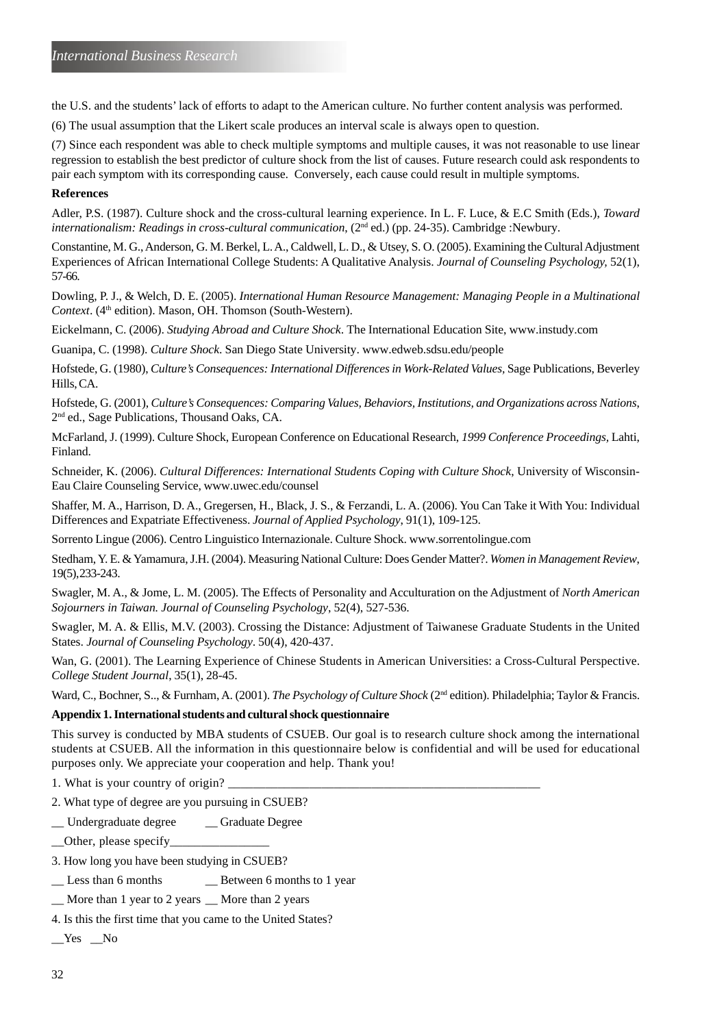the U.S. and the students' lack of efforts to adapt to the American culture. No further content analysis was performed.

(6) The usual assumption that the Likert scale produces an interval scale is always open to question.

(7) Since each respondent was able to check multiple symptoms and multiple causes, it was not reasonable to use linear regression to establish the best predictor of culture shock from the list of causes. Future research could ask respondents to pair each symptom with its corresponding cause. Conversely, each cause could result in multiple symptoms.

**References**

Adler, P.S. (1987). Culture shock and the cross-cultural learning experience. In L. F. Luce, & E.C Smith (Eds.), *Toward internationalism: Readings in cross-cultural communication*, (2nd ed.) (pp. 24-35). Cambridge :Newbury.

Constantine, M. G., Anderson, G. M. Berkel, L. A., Caldwell, L. D., & Utsey, S. O. (2005). Examining the Cultural Adjustment Experiences of African International College Students: A Qualitative Analysis. *Journal of Counseling Psychology*, 52(1), 57-66.

Dowling, P. J., & Welch, D. E. (2005). *International Human Resource Management: Managing People in a Multinational Context*. (4th edition). Mason, OH. Thomson (South-Western).

Eickelmann, C. (2006). *Studying Abroad and Culture Shock*. The International Education Site, www.instudy.com

Guanipa, C. (1998). *Culture Shock*. San Diego State University. www.edweb.sdsu.edu/people

Hofstede, G. (1980), *Culture's Consequences: International Differences in Work-Related Values*, Sage Publications, Beverley Hills, CA.

Hofstede, G. (2001), *Culture's Consequences: Comparing Values, Behaviors, Institutions, and Organizations across Nations*, 2nd ed., Sage Publications, Thousand Oaks, CA.

McFarland, J. (1999). Culture Shock, European Conference on Educational Research, *1999 Conference Proceedings*, Lahti, Finland.

Schneider, K. (2006). *Cultural Differences: International Students Coping with Culture Shock*, University of Wisconsin-Eau Claire Counseling Service, www.uwec.edu/counsel

Shaffer, M. A., Harrison, D. A., Gregersen, H., Black, J. S., & Ferzandi, L. A. (2006). You Can Take it With You: Individual Differences and Expatriate Effectiveness. *Journal of Applied Psychology*, 91(1), 109-125.

Sorrento Lingue (2006). Centro Linguistico Internazionale. Culture Shock. www.sorrentolingue.com

Stedham, Y. E. & Yamamura, J.H. (2004). Measuring National Culture: Does Gender Matter?. *Women in Management Review*, 19(5),233-243.

Swagler, M. A., & Jome, L. M. (2005). The Effects of Personality and Acculturation on the Adjustment of *North American Sojourners in Taiwan. Journal of Counseling Psychology*, 52(4), 527-536.

Swagler, M. A. & Ellis, M.V. (2003). Crossing the Distance: Adjustment of Taiwanese Graduate Students in the United States. *Journal of Counseling Psychology*. 50(4), 420-437.

Wan, G. (2001). The Learning Experience of Chinese Students in American Universities: a Cross-Cultural Perspective. *College Student Journal*, 35(1), 28-45.

Ward, C., Bochner, S.., & Furnham, A. (2001). *The Psychology of Culture Shock* (2nd edition). Philadelphia; Taylor & Francis.

**Appendix 1. International students and cultural shock questionnaire**

This survey is conducted by MBA students of CSUEB. Our goal is to research culture shock among the international students at CSUEB. All the information in this questionnaire below is confidential and will be used for educational purposes only. We appreciate your cooperation and help. Thank you!

1. What is your country of origin? ___________________________________________________

2. What type of degree are you pursuing in CSUEB?

__ Undergraduate degree __ Graduate Degree

__Other, please specify________________

3. How long you have been studying in CSUEB?

__ Less than 6 months __ Between 6 months to 1 year

__ More than 1 year to 2 years __ More than 2 years

4. Is this the first time that you came to the United States?

__Yes __No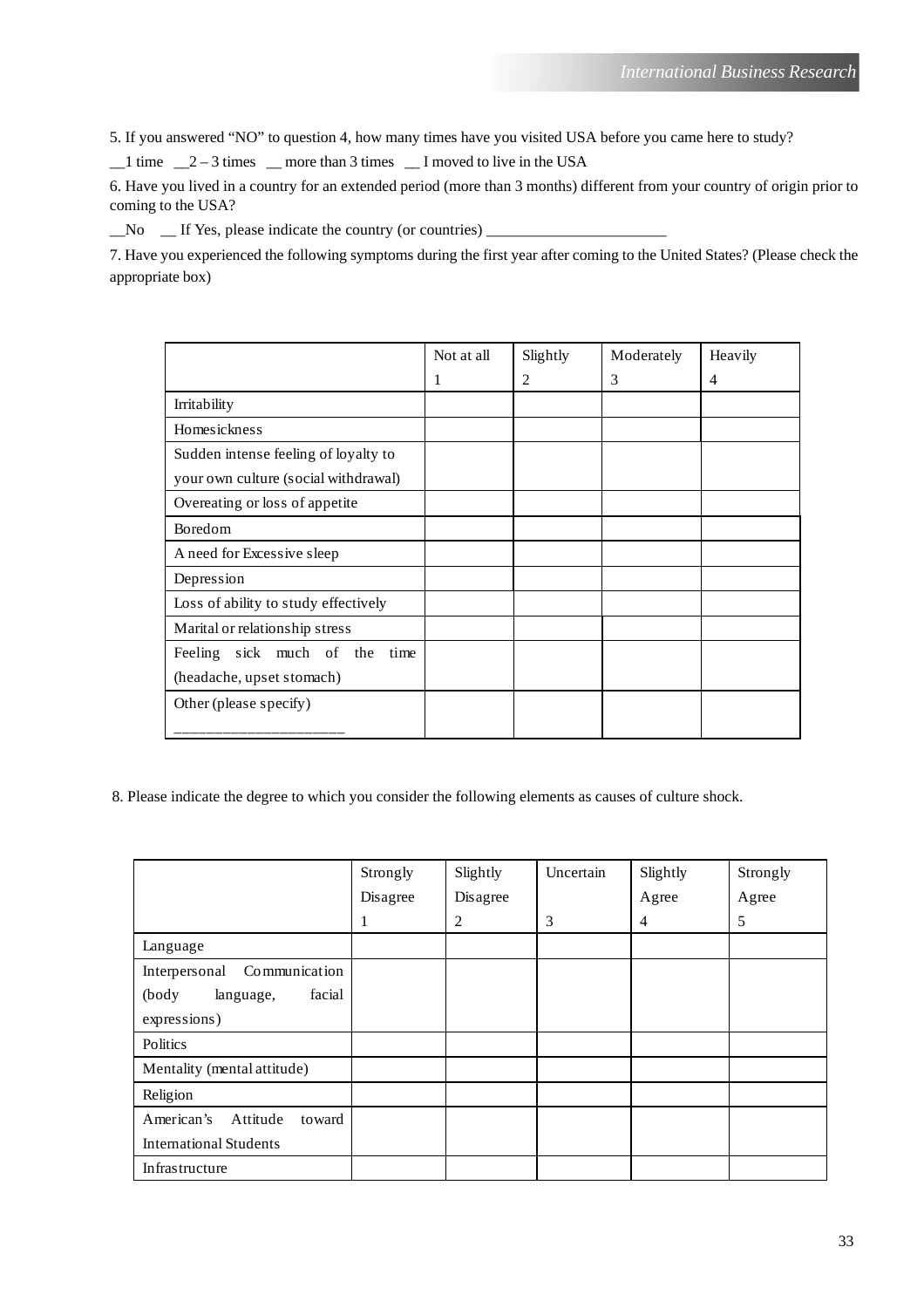5. If you answered "NO" to question 4, how many times have you visited USA before you came here to study?

__1 time __2 – 3 times __ more than 3 times __ I moved to live in the USA

6. Have you lived in a country for an extended period (more than 3 months) different from your country of origin prior to coming to the USA?

__No __ If Yes, please indicate the country (or countries) _______________________

7. Have you experienced the following symptoms during the first year after coming to the United States? (Please check the appropriate box)

| | Not at all 1 | Slightly 2 | Moderately 3 | Heavily 4 |
|---|---|---|---|---|
| Irritability | | | | |
| Homesickness | | | | |
| Sudden intense feeling of loyalty to your own culture (social withdrawal) | | | | |
| Overeating or loss of appetite | | | | |
| Boredom | | | | |
| A need for Excessive sleep | | | | |
| Depression | | | | |
| Loss of ability to study effectively | | | | |
| Marital or relationship stress | | | | |
| Feeling sick much of the time (headache, upset stomach) | | | | |
| Other (please specify) ______________________ | | | | |

8. Please indicate the degree to which you consider the following elements as causes of culture shock.

| | Strongly Disagree 1 | Slightly Disagree 2 | Uncertain 3 | Slightly Agree 4 | Strongly Agree 5 |
|---|---|---|---|---|---|
| Language | | | | | |
| Interpersonal Communication (body language, facial expressions) | | | | | |
| Politics | | | | | |
| Mentality (mental attitude) | | | | | |
| Religion | | | | | |
| American's Attitude toward International Students | | | | | |
| Infrastructure | | | | | |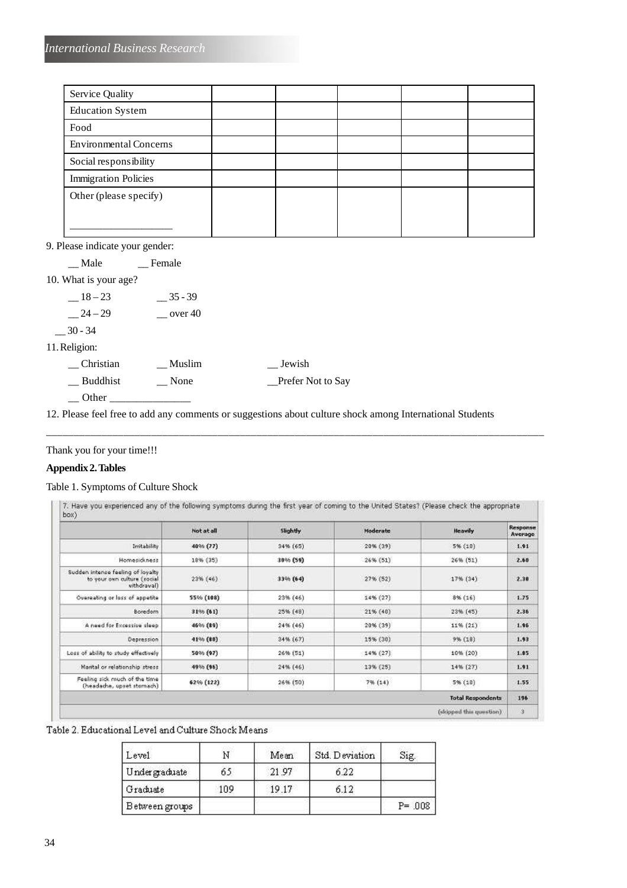| Service Quality | | | | | |
|---|---|---|---|---|---|
| Education System | | | | | |
| Food | | | | | |
| Environmental Concerns | | | | | |
| Social responsibility | | | | | |
| Immigration Policies | | | | | |
| Other (please specify) ___________________ | | | | | |

9. Please indicate your gender:

__ Male __ Female

10. What is your age?

__ 18 – 23 __ 35 - 39

__ 24 – 29 __ over 40

__ 30 - 34

11. Religion:

__ Christian __ Muslim __ Jewish

__ Buddhist __ None __Prefer Not to Say

__ Other _______________

12. Please feel free to add any comments or suggestions about culture shock among International Students

_______________________________________________________________________________________

Thank you for your time!!!

**Appendix 2. Tables**

Table 1. Symptoms of Culture Shock

7. Have you experienced any of the following symptoms during the first year of coming to the United States? (Please check the appropriate box)

| | Not at all | Slightly | Moderate | Heavily | Response Average |
|---|---|---|---|---|---|
| Irritability | **40% (77)** | 34% (65) | 20% (39) | 5% (10) | **1.91** |
| Homesickness | 18% (35) | **30% (59)** | 26% (51) | 26% (51) | **2.60** |
| Sudden intense feeling of loyalty to your own culture (social withdrawal) | 23% (46) | **33% (64)** | 27% (52) | 17% (34) | **2.38** |
| Overeating or loss of appetite | **55% (108)** | 23% (46) | 14% (27) | 8% (16) | **1.75** |
| Boredom | **31% (61)** | 25% (48) | 21% (40) | 23% (45) | **2.36** |
| A need for Excessive sleep | **46% (89)** | 24% (46) | 20% (39) | 11% (21) | **1.96** |
| Depression | **41% (80)** | 34% (67) | 15% (30) | 9% (18) | **1.93** |
| Loss of ability to study effectively | **50% (97)** | 26% (51) | 14% (27) | 10% (20) | **1.85** |
| Marital or relationship stress | **49% (96)** | 24% (46) | 13% (25) | 14% (27) | **1.91** |
| Feeling sick much of the time (headache, upset stomach) | **62% (122)** | 26% (50) | 7% (14) | 5% (10) | **1.55** |
| | | | | **Total Respondents** | **196** |
| | | | | (skipped this question) | 3 |

Table 2. Educational Level and Culture Shock Means

| Level | N | Mean | Std. Deviation | Sig. |
|---|---|---|---|---|
| Undergraduate | 65 | 21.97 | 6.22 | |
| Graduate | 109 | 19.17 | 6.12 | |
| Between groups | | | | P= .008 |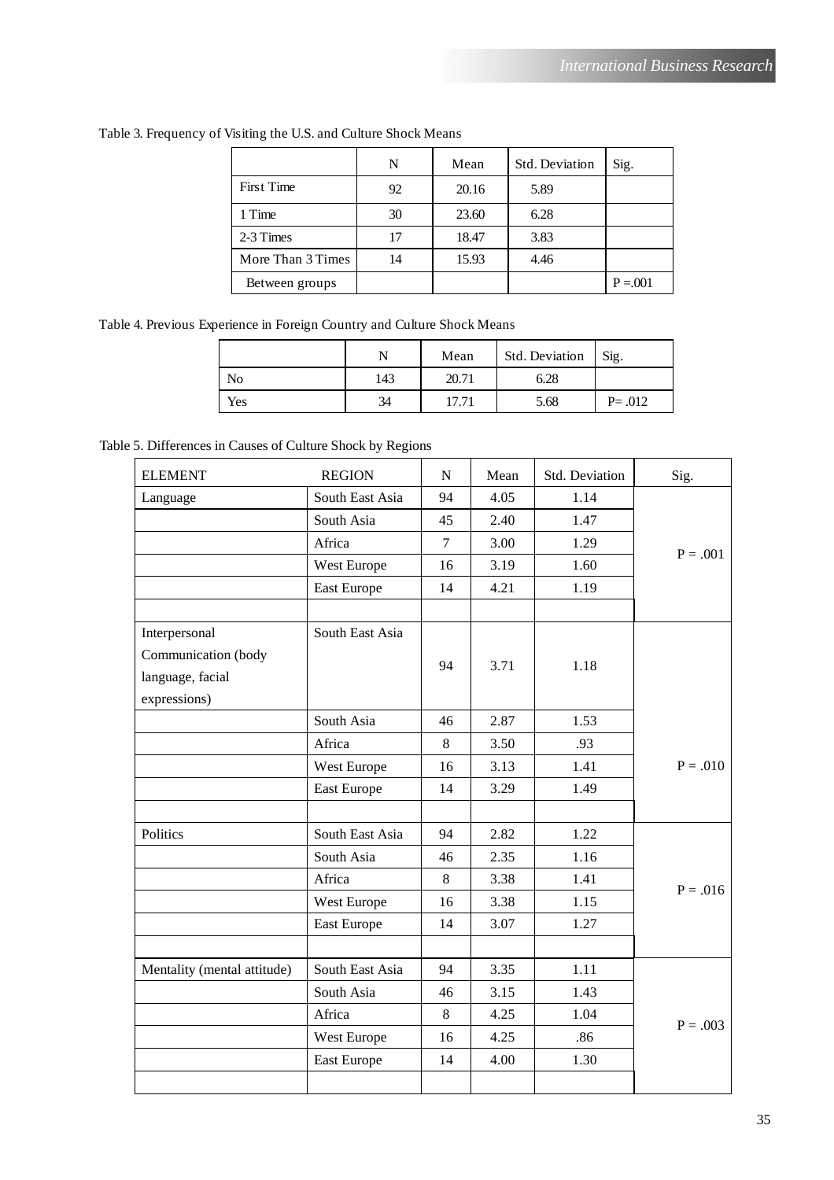Table 3. Frequency of Visiting the U.S. and Culture Shock Means

| | N | Mean | Std. Deviation | Sig. |
|---|---|---|---|---|
| First Time | 92 | 20.16 | 5.89 | |
| 1 Time | 30 | 23.60 | 6.28 | |
| 2-3 Times | 17 | 18.47 | 3.83 | |
| More Than 3 Times | 14 | 15.93 | 4.46 | |
| Between groups | | | | P =.001 |

Table 4. Previous Experience in Foreign Country and Culture Shock Means

| | N | Mean | Std. Deviation | Sig. |
|---|---|---|---|---|
| No | 143 | 20.71 | 6.28 | |
| Yes | 34 | 17.71 | 5.68 | P= .012 |

Table 5. Differences in Causes of Culture Shock by Regions

| ELEMENT | REGION | N | Mean | Std. Deviation | Sig. |
|---|---|---|---|---|---|
| Language | South East Asia | 94 | 4.05 | 1.14 | P = .001 |
| | South Asia | 45 | 2.40 | 1.47 | |
| | Africa | 7 | 3.00 | 1.29 | |
| | West Europe | 16 | 3.19 | 1.60 | |
| | East Europe | 14 | 4.21 | 1.19 | |
| | | | | | |
| Interpersonal Communication (body language, facial expressions) | South East Asia | 94 | 3.71 | 1.18 | P = .010 |
| | South Asia | 46 | 2.87 | 1.53 | |
| | Africa | 8 | 3.50 | .93 | |
| | West Europe | 16 | 3.13 | 1.41 | |
| | East Europe | 14 | 3.29 | 1.49 | |
| | | | | | |
| Politics | South East Asia | 94 | 2.82 | 1.22 | P = .016 |
| | South Asia | 46 | 2.35 | 1.16 | |
| | Africa | 8 | 3.38 | 1.41 | |
| | West Europe | 16 | 3.38 | 1.15 | |
| | East Europe | 14 | 3.07 | 1.27 | |
| | | | | | |
| Mentality (mental attitude) | South East Asia | 94 | 3.35 | 1.11 | P = .003 |
| | South Asia | 46 | 3.15 | 1.43 | |
| | Africa | 8 | 4.25 | 1.04 | |
| | West Europe | 16 | 4.25 | .86 | |
| | East Europe | 14 | 4.00 | 1.30 | |
| | | | | | |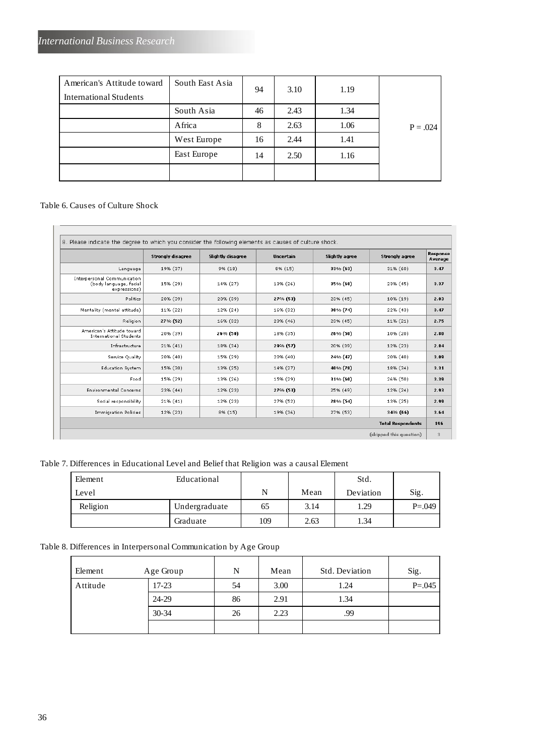| American's Attitude toward International Students | South East Asia | 94 | 3.10 | 1.19 | |
|---|---|---|---|---|---|
| | South Asia | 46 | 2.43 | 1.34 | |
| | Africa | 8 | 2.63 | 1.06 | P = .024 |
| | West Europe | 16 | 2.44 | 1.41 | |
| | East Europe | 14 | 2.50 | 1.16 | |
| | | | | | |

Table 6. Causes of Culture Shock

8. Please indicate the degree to which you consider the following elements as causes of culture shock.

| | Strongly disagree | Slightly disagree | Uncertain | Slightly agree | Strongly agree | Response Average |
|---|---|---|---|---|---|---|
| Language | 19% (37) | 9% (18) | 8% (15) | **33% (63)** | 31% (60) | 3.47 |
| Interpersonal Communication (body language, facial expressions) | 15% (29) | 14% (27) | 13% (26) | **35% (68)** | 23% (45) | 3.37 |
| Politics | 20% (39) | 20% (39) | **27% (53)** | 23% (45) | 10% (19) | 2.83 |
| Mentality (mental attitude) | 11% (22) | 12% (24) | 16% (32) | **38% (74)** | 22% (43) | 3.47 |
| Religion | **27% (52)** | 16% (32) | 23% (46) | 23% (45) | 11% (21) | 2.75 |
| American's Attitude toward International Students | 20% (39) | **26% (50)** | 18% (35) | **26% (50)** | 10% (20) | 2.80 |
| Infrastructure | 21% (41) | 18% (34) | **29% (57)** | 20% (39) | 12% (23) | 2.84 |
| Service Quality | 20% (40) | 15% (29) | 20% (40) | **24% (47)** | 20% (40) | 3.00 |
| Education System | 15% (30) | 13% (25) | 14% (27) | **40% (78)** | 18% (34) | 3.31 |
| Food | 15% (29) | 13% (26) | 15% (29) | **31% (60)** | 26% (50) | 3.30 |
| Environmental Concerns | 23% (44) | 12% (23) | **27% (53)** | 25% (49) | 12% (24) | 2.93 |
| Social responsibility | 21% (41) | 12% (23) | 27% (52) | **28% (54)** | 13% (25) | 2.99 |
| Immigration Policies | 12% (23) | 8% (15) | 19% (36) | 27% (53) | **34% (66)** | 3.64 |
| | | | | | **Total Respondents** | **196** |
| | | | | | (skipped this question) | 3 |

Table 7. Differences in Educational Level and Belief that Religion was a causal Element

| Element | Educational Level | N | Mean | Std. Deviation | Sig. |
|---|---|---|---|---|---|
| Religion | Undergraduate | 65 | 3.14 | 1.29 | P=.049 |
| | Graduate | 109 | 2.63 | 1.34 | |

Table 8. Differences in Interpersonal Communication by Age Group

| Element | Age Group | N | Mean | Std. Deviation | Sig. |
|---|---|---|---|---|---|
| Attitude | 17-23 | 54 | 3.00 | 1.24 | P=.045 |
| | 24-29 | 86 | 2.91 | 1.34 | |
| | 30-34 | 26 | 2.23 | .99 | |
| | | | | | |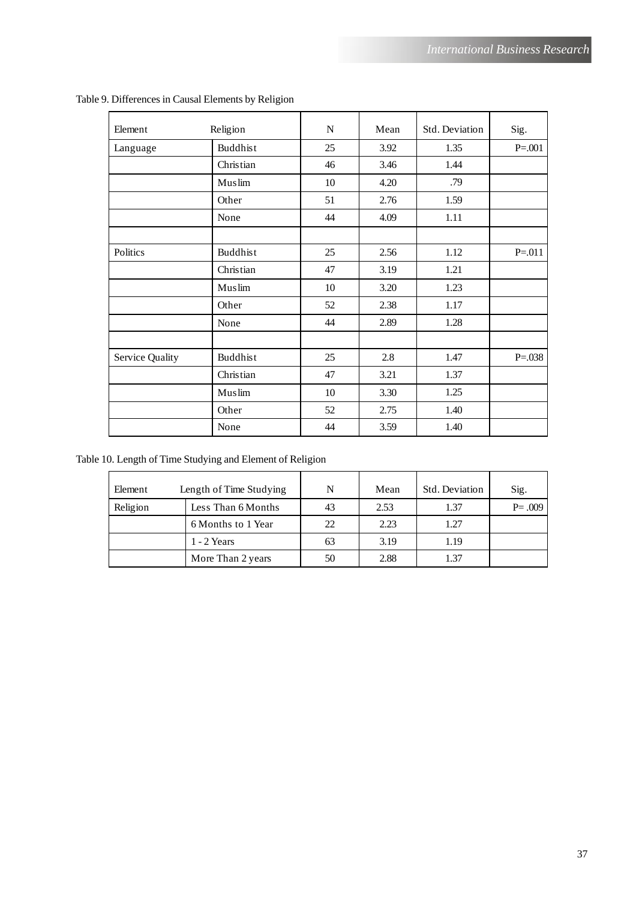Table 9. Differences in Causal Elements by Religion

| Element | Religion | N | Mean | Std. Deviation | Sig. |
|---|---|---|---|---|---|
| Language | Buddhist | 25 | 3.92 | 1.35 | P=.001 |
| | Christian | 46 | 3.46 | 1.44 | |
| | Muslim | 10 | 4.20 | .79 | |
| | Other | 51 | 2.76 | 1.59 | |
| | None | 44 | 4.09 | 1.11 | |
| | | | | | |
| Politics | Buddhist | 25 | 2.56 | 1.12 | P=.011 |
| | Christian | 47 | 3.19 | 1.21 | |
| | Muslim | 10 | 3.20 | 1.23 | |
| | Other | 52 | 2.38 | 1.17 | |
| | None | 44 | 2.89 | 1.28 | |
| | | | | | |
| Service Quality | Buddhist | 25 | 2.8 | 1.47 | P=.038 |
| | Christian | 47 | 3.21 | 1.37 | |
| | Muslim | 10 | 3.30 | 1.25 | |
| | Other | 52 | 2.75 | 1.40 | |
| | None | 44 | 3.59 | 1.40 | |

Table 10. Length of Time Studying and Element of Religion

| Element | Length of Time Studying | N | Mean | Std. Deviation | Sig. |
|---|---|---|---|---|---|
| Religion | Less Than 6 Months | 43 | 2.53 | 1.37 | P= .009 |
| | 6 Months to 1 Year | 22 | 2.23 | 1.27 | |
| | 1 - 2 Years | 63 | 3.19 | 1.19 | |
| | More Than 2 years | 50 | 2.88 | 1.37 | |